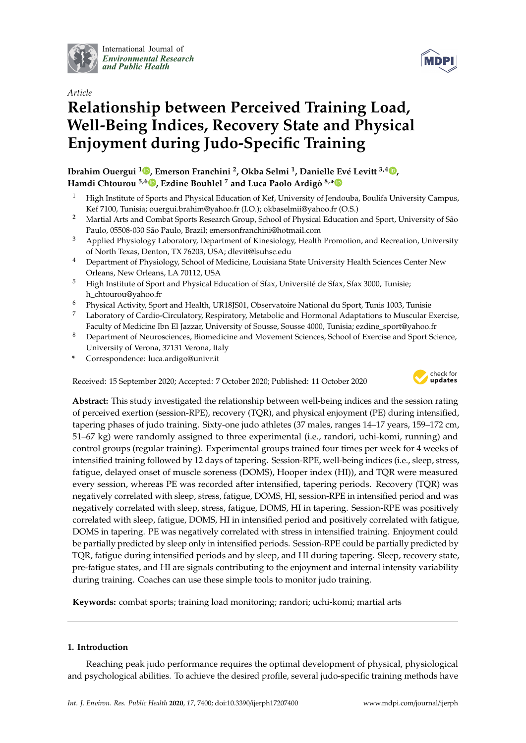*Article*

# Relationship between Perceived Training Load, Well-Being Indices, Recovery State and Physical Enjoyment during Judo-Specific Training

**Ibrahim Ouergui [1], Emerson Franchini [2], Okba Selmi [1], Danielle Evé Levitt [3,4], Hamdi Chtourou [5,6], Ezdine Bouhlel [7] and Luca Paolo Ardigò [8,*]**

1. High Institute of Sports and Physical Education of Kef, University of Jendouba, Boulifa University Campus, Kef 7100, Tunisia; ouergui.brahim@yahoo.fr (I.O.); okbaselmii@yahoo.fr (O.S.)
2. Martial Arts and Combat Sports Research Group, School of Physical Education and Sport, University of São Paulo, 05508-030 São Paulo, Brazil; emersonfranchini@hotmail.com
3. Applied Physiology Laboratory, Department of Kinesiology, Health Promotion, and Recreation, University of North Texas, Denton, TX 76203, USA; dlevit@lsuhsc.edu
4. Department of Physiology, School of Medicine, Louisiana State University Health Sciences Center New Orleans, New Orleans, LA 70112, USA
5. High Institute of Sport and Physical Education of Sfax, Université de Sfax, Sfax 3000, Tunisie; h_chtourou@yahoo.fr
6. Physical Activity, Sport and Health, UR18JS01, Observatoire National du Sport, Tunis 1003, Tunisie
7. Laboratory of Cardio-Circulatory, Respiratory, Metabolic and Hormonal Adaptations to Muscular Exercise, Faculty of Medicine Ibn El Jazzar, University of Sousse, Sousse 4000, Tunisia; ezdine_sport@yahoo.fr
8. Department of Neurosciences, Biomedicine and Movement Sciences, School of Exercise and Sport Science, University of Verona, 37131 Verona, Italy

\* Correspondence: luca.ardigo@univr.it

Received: 15 September 2020; Accepted: 7 October 2020; Published: 11 October 2020

**Abstract:** This study investigated the relationship between well-being indices and the session rating of perceived exertion (session-RPE), recovery (TQR), and physical enjoyment (PE) during intensified, tapering phases of judo training. Sixty-one judo athletes (37 males, ranges 14–17 years, 159–172 cm, 51–67 kg) were randomly assigned to three experimental (i.e., randori, uchi-komi, running) and control groups (regular training). Experimental groups trained four times per week for 4 weeks of intensified training followed by 12 days of tapering. Session-RPE, well-being indices (i.e., sleep, stress, fatigue, delayed onset of muscle soreness (DOMS), Hooper index (HI)), and TQR were measured every session, whereas PE was recorded after intensified, tapering periods. Recovery (TQR) was negatively correlated with sleep, stress, fatigue, DOMS, HI, session-RPE in intensified period and was negatively correlated with sleep, stress, fatigue, DOMS, HI in tapering. Session-RPE was positively correlated with sleep, fatigue, DOMS, HI in intensified period and positively correlated with fatigue, DOMS in tapering. PE was negatively correlated with stress in intensified training. Enjoyment could be partially predicted by sleep only in intensified periods. Session-RPE could be partially predicted by TQR, fatigue during intensified periods and by sleep, and HI during tapering. Sleep, recovery state, pre-fatigue states, and HI are signals contributing to the enjoyment and internal intensity variability during training. Coaches can use these simple tools to monitor judo training.

**Keywords:** combat sports; training load monitoring; randori; uchi-komi; martial arts

## 1. Introduction

Reaching peak judo performance requires the optimal development of physical, physiological and psychological abilities. To achieve the desired profile, several judo-specific training methods have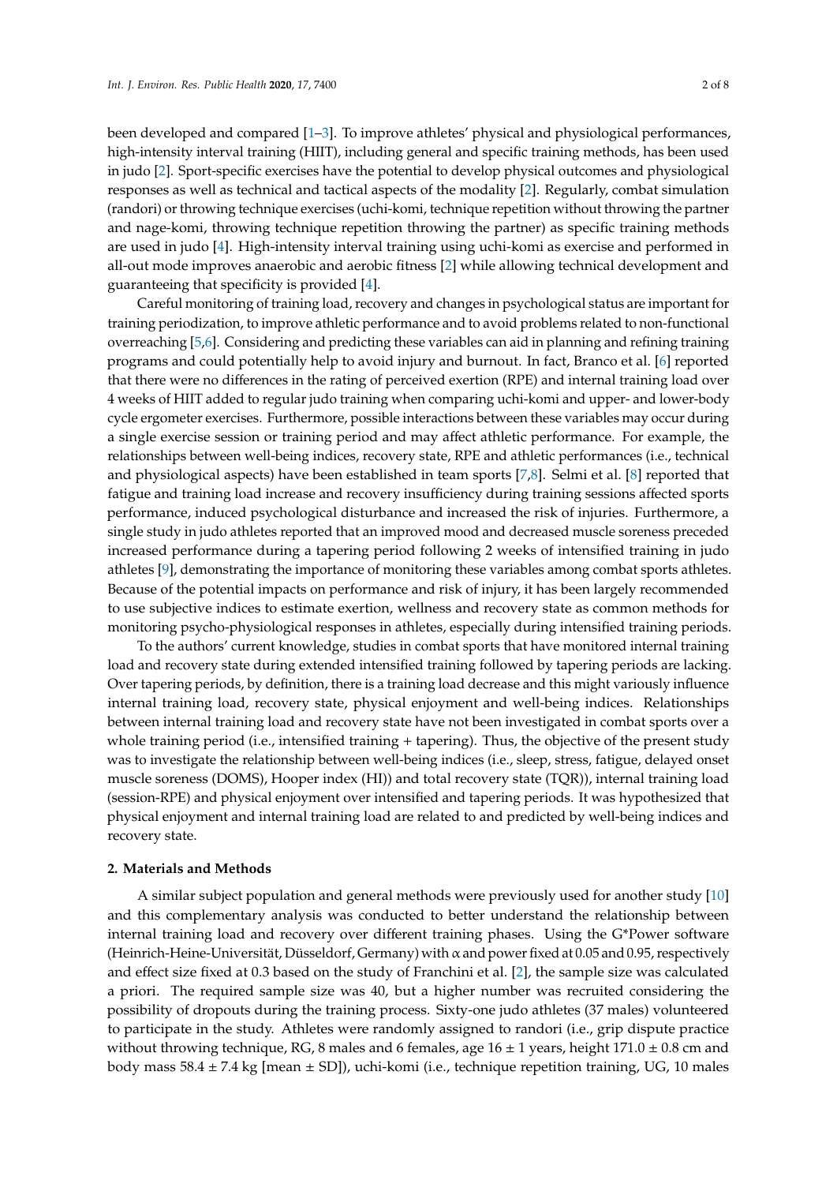been developed and compared [1–3]. To improve athletes' physical and physiological performances, high-intensity interval training (HIIT), including general and specific training methods, has been used in judo [2]. Sport-specific exercises have the potential to develop physical outcomes and physiological responses as well as technical and tactical aspects of the modality [2]. Regularly, combat simulation (randori) or throwing technique exercises (uchi-komi, technique repetition without throwing the partner and nage-komi, throwing technique repetition throwing the partner) as specific training methods are used in judo [4]. High-intensity interval training using uchi-komi as exercise and performed in all-out mode improves anaerobic and aerobic fitness [2] while allowing technical development and guaranteeing that specificity is provided [4].

Careful monitoring of training load, recovery and changes in psychological status are important for training periodization, to improve athletic performance and to avoid problems related to non-functional overreaching [5,6]. Considering and predicting these variables can aid in planning and refining training programs and could potentially help to avoid injury and burnout. In fact, Branco et al. [6] reported that there were no differences in the rating of perceived exertion (RPE) and internal training load over 4 weeks of HIIT added to regular judo training when comparing uchi-komi and upper- and lower-body cycle ergometer exercises. Furthermore, possible interactions between these variables may occur during a single exercise session or training period and may affect athletic performance. For example, the relationships between well-being indices, recovery state, RPE and athletic performances (i.e., technical and physiological aspects) have been established in team sports [7,8]. Selmi et al. [8] reported that fatigue and training load increase and recovery insufficiency during training sessions affected sports performance, induced psychological disturbance and increased the risk of injuries. Furthermore, a single study in judo athletes reported that an improved mood and decreased muscle soreness preceded increased performance during a tapering period following 2 weeks of intensified training in judo athletes [9], demonstrating the importance of monitoring these variables among combat sports athletes. Because of the potential impacts on performance and risk of injury, it has been largely recommended to use subjective indices to estimate exertion, wellness and recovery state as common methods for monitoring psycho-physiological responses in athletes, especially during intensified training periods.

To the authors' current knowledge, studies in combat sports that have monitored internal training load and recovery state during extended intensified training followed by tapering periods are lacking. Over tapering periods, by definition, there is a training load decrease and this might variously influence internal training load, recovery state, physical enjoyment and well-being indices. Relationships between internal training load and recovery state have not been investigated in combat sports over a whole training period (i.e., intensified training + tapering). Thus, the objective of the present study was to investigate the relationship between well-being indices (i.e., sleep, stress, fatigue, delayed onset muscle soreness (DOMS), Hooper index (HI)) and total recovery state (TQR)), internal training load (session-RPE) and physical enjoyment over intensified and tapering periods. It was hypothesized that physical enjoyment and internal training load are related to and predicted by well-being indices and recovery state.

## 2. Materials and Methods

A similar subject population and general methods were previously used for another study [10] and this complementary analysis was conducted to better understand the relationship between internal training load and recovery over different training phases. Using the G*Power software (Heinrich-Heine-Universität, Düsseldorf, Germany) with $\alpha$ and power fixed at 0.05 and 0.95, respectively and effect size fixed at 0.3 based on the study of Franchini et al. [2], the sample size was calculated a priori. The required sample size was 40, but a higher number was recruited considering the possibility of dropouts during the training process. Sixty-one judo athletes (37 males) volunteered to participate in the study. Athletes were randomly assigned to randori (i.e., grip dispute practice without throwing technique, RG, 8 males and 6 females, age 16 ± 1 years, height 171.0 ± 0.8 cm and body mass 58.4 ± 7.4 kg [mean ± SD]), uchi-komi (i.e., technique repetition training, UG, 10 males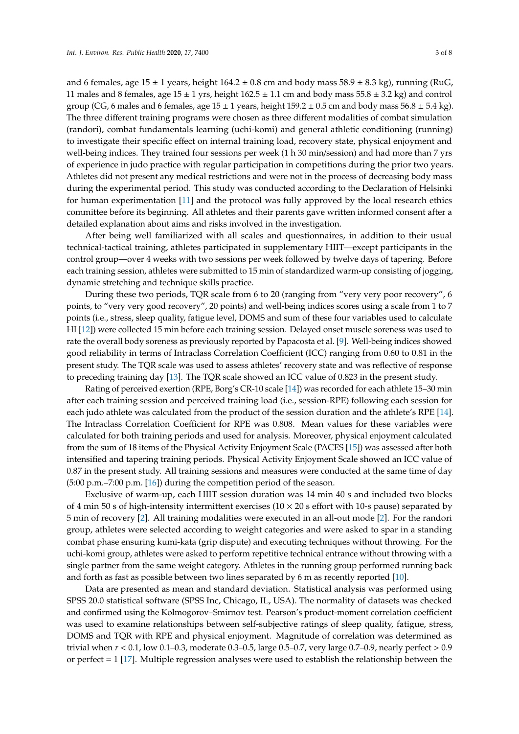and 6 females, age 15 ± 1 years, height 164.2 ± 0.8 cm and body mass 58.9 ± 8.3 kg), running (RuG, 11 males and 8 females, age 15 ± 1 yrs, height 162.5 ± 1.1 cm and body mass 55.8 ± 3.2 kg) and control group (CG, 6 males and 6 females, age 15 ± 1 years, height 159.2 ± 0.5 cm and body mass 56.8 ± 5.4 kg). The three different training programs were chosen as three different modalities of combat simulation (randori), combat fundamentals learning (uchi-komi) and general athletic conditioning (running) to investigate their specific effect on internal training load, recovery state, physical enjoyment and well-being indices. They trained four sessions per week (1 h 30 min/session) and had more than 7 yrs of experience in judo practice with regular participation in competitions during the prior two years. Athletes did not present any medical restrictions and were not in the process of decreasing body mass during the experimental period. This study was conducted according to the Declaration of Helsinki for human experimentation [11] and the protocol was fully approved by the local research ethics committee before its beginning. All athletes and their parents gave written informed consent after a detailed explanation about aims and risks involved in the investigation.

After being well familiarized with all scales and questionnaires, in addition to their usual technical-tactical training, athletes participated in supplementary HIIT—except participants in the control group—over 4 weeks with two sessions per week followed by twelve days of tapering. Before each training session, athletes were submitted to 15 min of standardized warm-up consisting of jogging, dynamic stretching and technique skills practice.

During these two periods, TQR scale from 6 to 20 (ranging from "very very poor recovery", 6 points, to "very very good recovery", 20 points) and well-being indices scores using a scale from 1 to 7 points (i.e., stress, sleep quality, fatigue level, DOMS and sum of these four variables used to calculate HI [12]) were collected 15 min before each training session. Delayed onset muscle soreness was used to rate the overall body soreness as previously reported by Papacosta et al. [9]. Well-being indices showed good reliability in terms of Intraclass Correlation Coefficient (ICC) ranging from 0.60 to 0.81 in the present study. The TQR scale was used to assess athletes' recovery state and was reflective of response to preceding training day [13]. The TQR scale showed an ICC value of 0.823 in the present study.

Rating of perceived exertion (RPE, Borg's CR-10 scale [14]) was recorded for each athlete 15–30 min after each training session and perceived training load (i.e., session-RPE) following each session for each judo athlete was calculated from the product of the session duration and the athlete's RPE [14]. The Intraclass Correlation Coefficient for RPE was 0.808. Mean values for these variables were calculated for both training periods and used for analysis. Moreover, physical enjoyment calculated from the sum of 18 items of the Physical Activity Enjoyment Scale (PACES [15]) was assessed after both intensified and tapering training periods. Physical Activity Enjoyment Scale showed an ICC value of 0.87 in the present study. All training sessions and measures were conducted at the same time of day (5:00 p.m.–7:00 p.m. [16]) during the competition period of the season.

Exclusive of warm-up, each HIIT session duration was 14 min 40 s and included two blocks of 4 min 50 s of high-intensity intermittent exercises (10 × 20 s effort with 10-s pause) separated by 5 min of recovery [2]. All training modalities were executed in an all-out mode [2]. For the randori group, athletes were selected according to weight categories and were asked to spar in a standing combat phase ensuring kumi-kata (grip dispute) and executing techniques without throwing. For the uchi-komi group, athletes were asked to perform repetitive technical entrance without throwing with a single partner from the same weight category. Athletes in the running group performed running back and forth as fast as possible between two lines separated by 6 m as recently reported [10].

Data are presented as mean and standard deviation. Statistical analysis was performed using SPSS 20.0 statistical software (SPSS Inc, Chicago, IL, USA). The normality of datasets was checked and confirmed using the Kolmogorov–Smirnov test. Pearson's product-moment correlation coefficient was used to examine relationships between self-subjective ratings of sleep quality, fatigue, stress, DOMS and TQR with RPE and physical enjoyment. Magnitude of correlation was determined as trivial when $r < 0.1$, low 0.1–0.3, moderate 0.3–0.5, large 0.5–0.7, very large 0.7–0.9, nearly perfect > 0.9 or perfect = 1 [17]. Multiple regression analyses were used to establish the relationship between the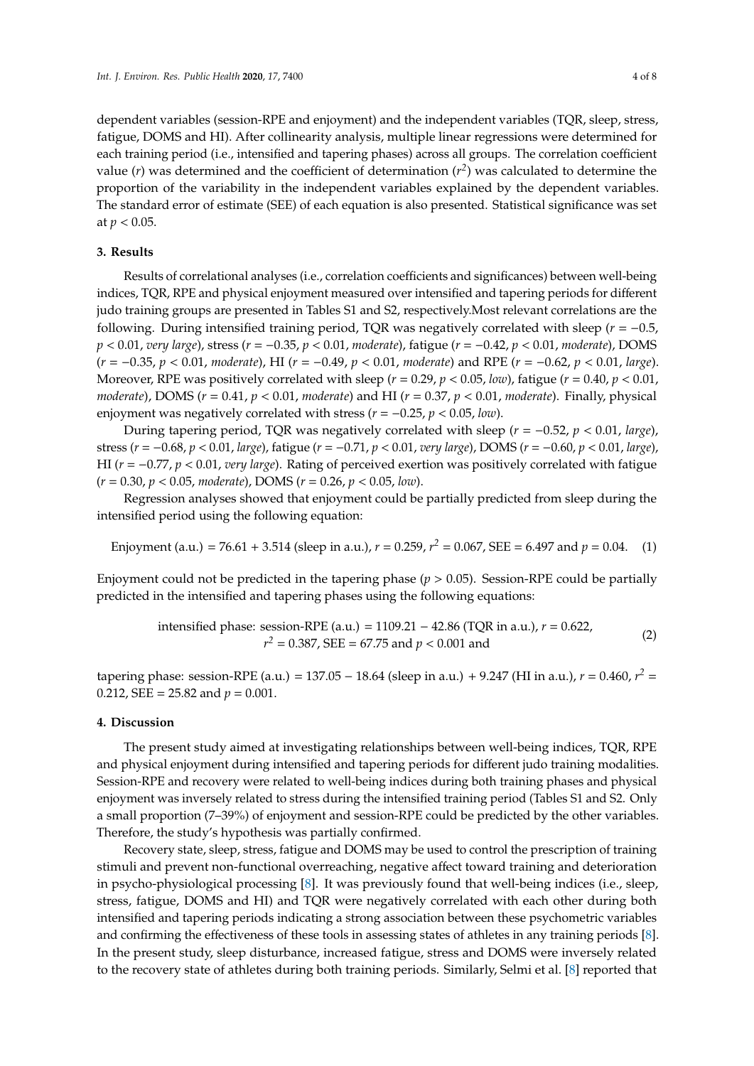dependent variables (session-RPE and enjoyment) and the independent variables (TQR, sleep, stress, fatigue, DOMS and HI). After collinearity analysis, multiple linear regressions were determined for each training period (i.e., intensified and tapering phases) across all groups. The correlation coefficient value ($r$) was determined and the coefficient of determination ($r^2$) was calculated to determine the proportion of the variability in the independent variables explained by the dependent variables. The standard error of estimate (SEE) of each equation is also presented. Statistical significance was set at $p < 0.05$.

## 3. Results

Results of correlational analyses (i.e., correlation coefficients and significances) between well-being indices, TQR, RPE and physical enjoyment measured over intensified and tapering periods for different judo training groups are presented in Tables S1 and S2, respectively.Most relevant correlations are the following. During intensified training period, TQR was negatively correlated with sleep ($r = -0.5$, $p < 0.01$, *very large*), stress ($r = -0.35$, $p < 0.01$, *moderate*), fatigue ($r = -0.42$, $p < 0.01$, *moderate*), DOMS ($r = -0.35$, $p < 0.01$, *moderate*), HI ($r = -0.49$, $p < 0.01$, *moderate*) and RPE ($r = -0.62$, $p < 0.01$, *large*). Moreover, RPE was positively correlated with sleep ($r = 0.29$, $p < 0.05$, *low*), fatigue ($r = 0.40$, $p < 0.01$, *moderate*), DOMS ($r = 0.41$, $p < 0.01$, *moderate*) and HI ($r = 0.37$, $p < 0.01$, *moderate*). Finally, physical enjoyment was negatively correlated with stress ($r = -0.25$, $p < 0.05$, *low*).

During tapering period, TQR was negatively correlated with sleep ($r = -0.52$, $p < 0.01$, *large*), stress ($r = -0.68$, $p < 0.01$, *large*), fatigue ($r = -0.71$, $p < 0.01$, *very large*), DOMS ($r = -0.60$, $p < 0.01$, *large*), HI ($r = -0.77$, $p < 0.01$, *very large*). Rating of perceived exertion was positively correlated with fatigue ($r = 0.30$, $p < 0.05$, *moderate*), DOMS ($r = 0.26$, $p < 0.05$, *low*).

Regression analyses showed that enjoyment could be partially predicted from sleep during the intensified period using the following equation:

$$\text{Enjoyment (a.u.)} = 76.61 + 3.514 \text{ (sleep in a.u.)}, r = 0.259, r^2 = 0.067, \text{SEE} = 6.497 \text{ and } p = 0.04. \quad (1)$$

Enjoyment could not be predicted in the tapering phase ($p > 0.05$). Session-RPE could be partially predicted in the intensified and tapering phases using the following equations:

$$\text{intensified phase: session-RPE (a.u.)} = 1109.21 - 42.86 \text{ (TQR in a.u.)}, r = 0.622, r^2 = 0.387, \text{SEE} = 67.75 \text{ and } p < 0.001 \text{ and} \quad (2)$$

tapering phase: session-RPE (a.u.) = 137.05 − 18.64 (sleep in a.u.) + 9.247 (HI in a.u.), $r = 0.460$, $r^2 = 0.212$, SEE = 25.82 and $p = 0.001$.

## 4. Discussion

The present study aimed at investigating relationships between well-being indices, TQR, RPE and physical enjoyment during intensified and tapering periods for different judo training modalities. Session-RPE and recovery were related to well-being indices during both training phases and physical enjoyment was inversely related to stress during the intensified training period (Tables S1 and S2. Only a small proportion (7–39%) of enjoyment and session-RPE could be predicted by the other variables. Therefore, the study's hypothesis was partially confirmed.

Recovery state, sleep, stress, fatigue and DOMS may be used to control the prescription of training stimuli and prevent non-functional overreaching, negative affect toward training and deterioration in psycho-physiological processing [8]. It was previously found that well-being indices (i.e., sleep, stress, fatigue, DOMS and HI) and TQR were negatively correlated with each other during both intensified and tapering periods indicating a strong association between these psychometric variables and confirming the effectiveness of these tools in assessing states of athletes in any training periods [8]. In the present study, sleep disturbance, increased fatigue, stress and DOMS were inversely related to the recovery state of athletes during both training periods. Similarly, Selmi et al. [8] reported that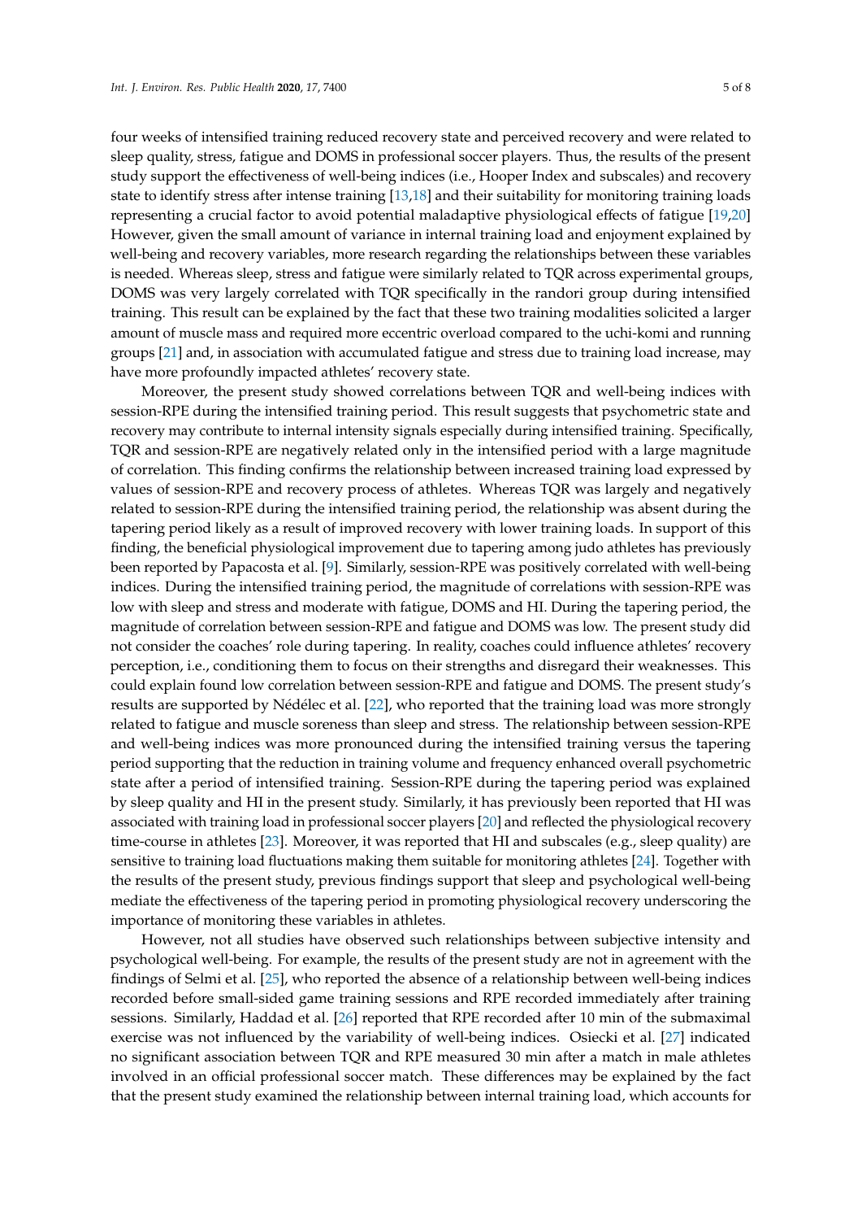four weeks of intensified training reduced recovery state and perceived recovery and were related to sleep quality, stress, fatigue and DOMS in professional soccer players. Thus, the results of the present study support the effectiveness of well-being indices (i.e., Hooper Index and subscales) and recovery state to identify stress after intense training [13,18] and their suitability for monitoring training loads representing a crucial factor to avoid potential maladaptive physiological effects of fatigue [19,20] However, given the small amount of variance in internal training load and enjoyment explained by well-being and recovery variables, more research regarding the relationships between these variables is needed. Whereas sleep, stress and fatigue were similarly related to TQR across experimental groups, DOMS was very largely correlated with TQR specifically in the randori group during intensified training. This result can be explained by the fact that these two training modalities solicited a larger amount of muscle mass and required more eccentric overload compared to the uchi-komi and running groups [21] and, in association with accumulated fatigue and stress due to training load increase, may have more profoundly impacted athletes' recovery state.

Moreover, the present study showed correlations between TQR and well-being indices with session-RPE during the intensified training period. This result suggests that psychometric state and recovery may contribute to internal intensity signals especially during intensified training. Specifically, TQR and session-RPE are negatively related only in the intensified period with a large magnitude of correlation. This finding confirms the relationship between increased training load expressed by values of session-RPE and recovery process of athletes. Whereas TQR was largely and negatively related to session-RPE during the intensified training period, the relationship was absent during the tapering period likely as a result of improved recovery with lower training loads. In support of this finding, the beneficial physiological improvement due to tapering among judo athletes has previously been reported by Papacosta et al. [9]. Similarly, session-RPE was positively correlated with well-being indices. During the intensified training period, the magnitude of correlations with session-RPE was low with sleep and stress and moderate with fatigue, DOMS and HI. During the tapering period, the magnitude of correlation between session-RPE and fatigue and DOMS was low. The present study did not consider the coaches' role during tapering. In reality, coaches could influence athletes' recovery perception, i.e., conditioning them to focus on their strengths and disregard their weaknesses. This could explain found low correlation between session-RPE and fatigue and DOMS. The present study's results are supported by Nédélec et al. [22], who reported that the training load was more strongly related to fatigue and muscle soreness than sleep and stress. The relationship between session-RPE and well-being indices was more pronounced during the intensified training versus the tapering period supporting that the reduction in training volume and frequency enhanced overall psychometric state after a period of intensified training. Session-RPE during the tapering period was explained by sleep quality and HI in the present study. Similarly, it has previously been reported that HI was associated with training load in professional soccer players [20] and reflected the physiological recovery time-course in athletes [23]. Moreover, it was reported that HI and subscales (e.g., sleep quality) are sensitive to training load fluctuations making them suitable for monitoring athletes [24]. Together with the results of the present study, previous findings support that sleep and psychological well-being mediate the effectiveness of the tapering period in promoting physiological recovery underscoring the importance of monitoring these variables in athletes.

However, not all studies have observed such relationships between subjective intensity and psychological well-being. For example, the results of the present study are not in agreement with the findings of Selmi et al. [25], who reported the absence of a relationship between well-being indices recorded before small-sided game training sessions and RPE recorded immediately after training sessions. Similarly, Haddad et al. [26] reported that RPE recorded after 10 min of the submaximal exercise was not influenced by the variability of well-being indices. Osiecki et al. [27] indicated no significant association between TQR and RPE measured 30 min after a match in male athletes involved in an official professional soccer match. These differences may be explained by the fact that the present study examined the relationship between internal training load, which accounts for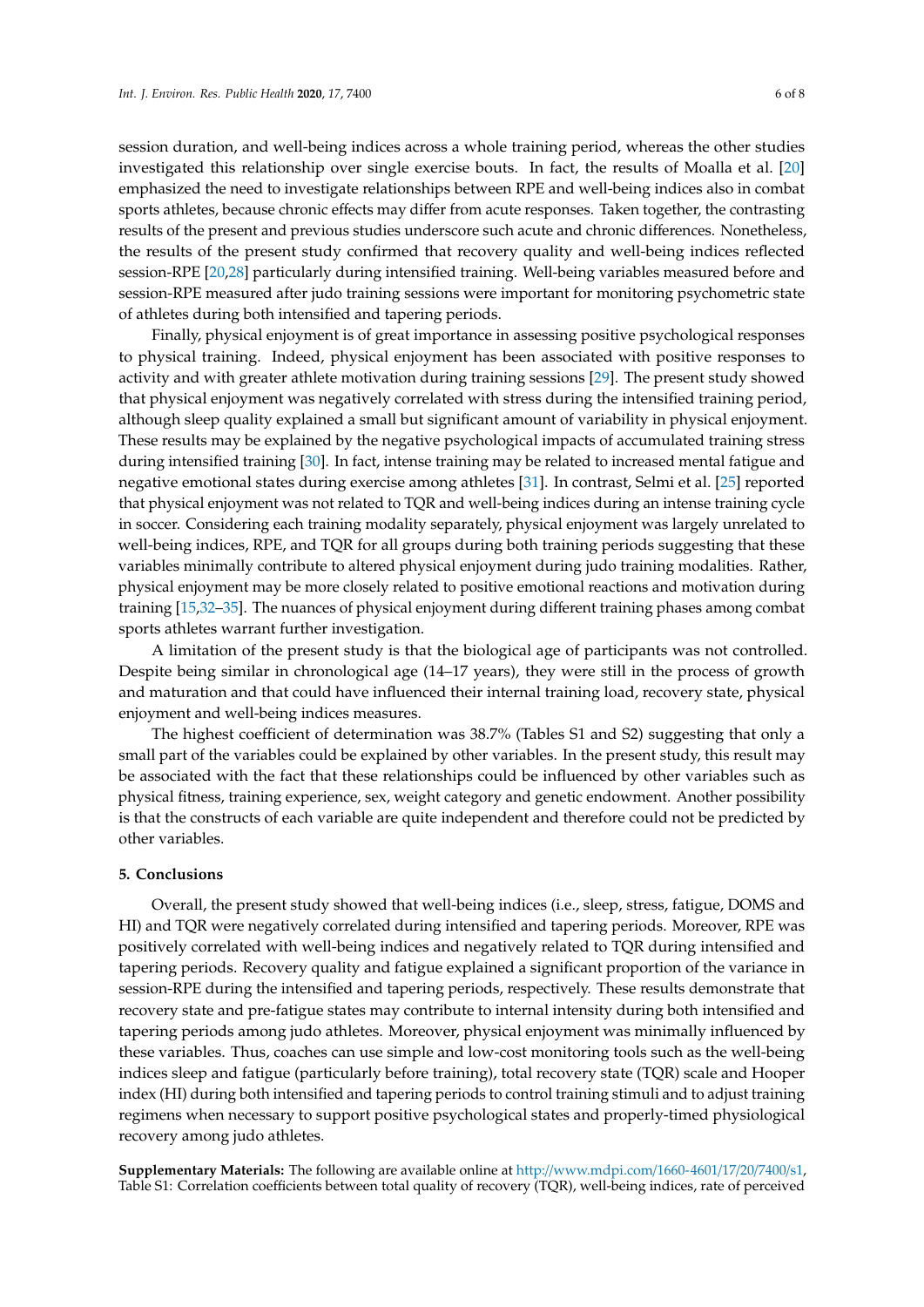session duration, and well-being indices across a whole training period, whereas the other studies investigated this relationship over single exercise bouts. In fact, the results of Moalla et al. [20] emphasized the need to investigate relationships between RPE and well-being indices also in combat sports athletes, because chronic effects may differ from acute responses. Taken together, the contrasting results of the present and previous studies underscore such acute and chronic differences. Nonetheless, the results of the present study confirmed that recovery quality and well-being indices reflected session-RPE [20,28] particularly during intensified training. Well-being variables measured before and session-RPE measured after judo training sessions were important for monitoring psychometric state of athletes during both intensified and tapering periods.

Finally, physical enjoyment is of great importance in assessing positive psychological responses to physical training. Indeed, physical enjoyment has been associated with positive responses to activity and with greater athlete motivation during training sessions [29]. The present study showed that physical enjoyment was negatively correlated with stress during the intensified training period, although sleep quality explained a small but significant amount of variability in physical enjoyment. These results may be explained by the negative psychological impacts of accumulated training stress during intensified training [30]. In fact, intense training may be related to increased mental fatigue and negative emotional states during exercise among athletes [31]. In contrast, Selmi et al. [25] reported that physical enjoyment was not related to TQR and well-being indices during an intense training cycle in soccer. Considering each training modality separately, physical enjoyment was largely unrelated to well-being indices, RPE, and TQR for all groups during both training periods suggesting that these variables minimally contribute to altered physical enjoyment during judo training modalities. Rather, physical enjoyment may be more closely related to positive emotional reactions and motivation during training [15,32–35]. The nuances of physical enjoyment during different training phases among combat sports athletes warrant further investigation.

A limitation of the present study is that the biological age of participants was not controlled. Despite being similar in chronological age (14–17 years), they were still in the process of growth and maturation and that could have influenced their internal training load, recovery state, physical enjoyment and well-being indices measures.

The highest coefficient of determination was 38.7% (Tables S1 and S2) suggesting that only a small part of the variables could be explained by other variables. In the present study, this result may be associated with the fact that these relationships could be influenced by other variables such as physical fitness, training experience, sex, weight category and genetic endowment. Another possibility is that the constructs of each variable are quite independent and therefore could not be predicted by other variables.

## 5. Conclusions

Overall, the present study showed that well-being indices (i.e., sleep, stress, fatigue, DOMS and HI) and TQR were negatively correlated during intensified and tapering periods. Moreover, RPE was positively correlated with well-being indices and negatively related to TQR during intensified and tapering periods. Recovery quality and fatigue explained a significant proportion of the variance in session-RPE during the intensified and tapering periods, respectively. These results demonstrate that recovery state and pre-fatigue states may contribute to internal intensity during both intensified and tapering periods among judo athletes. Moreover, physical enjoyment was minimally influenced by these variables. Thus, coaches can use simple and low-cost monitoring tools such as the well-being indices sleep and fatigue (particularly before training), total recovery state (TQR) scale and Hooper index (HI) during both intensified and tapering periods to control training stimuli and to adjust training regimens when necessary to support positive psychological states and properly-timed physiological recovery among judo athletes.

**Supplementary Materials:** The following are available online at http://www.mdpi.com/1660-4601/17/20/7400/s1, Table S1: Correlation coefficients between total quality of recovery (TQR), well-being indices, rate of perceived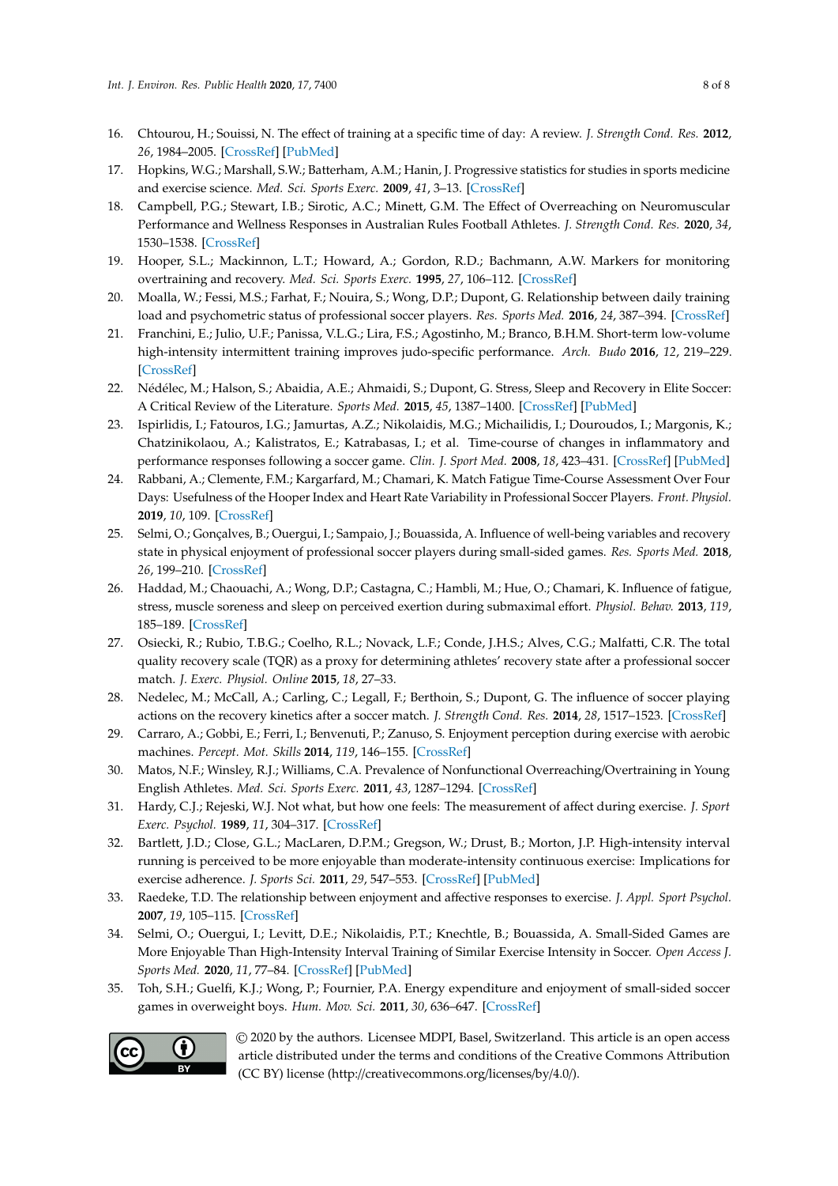16. Chtourou, H.; Souissi, N. The effect of training at a specific time of day: A review. *J. Strength Cond. Res.* **2012**, *26*, 1984–2005. [CrossRef] [PubMed]
17. Hopkins, W.G.; Marshall, S.W.; Batterham, A.M.; Hanin, J. Progressive statistics for studies in sports medicine and exercise science. *Med. Sci. Sports Exerc.* **2009**, *41*, 3–13. [CrossRef]
18. Campbell, P.G.; Stewart, I.B.; Sirotic, A.C.; Minett, G.M. The Effect of Overreaching on Neuromuscular Performance and Wellness Responses in Australian Rules Football Athletes. *J. Strength Cond. Res.* **2020**, *34*, 1530–1538. [CrossRef]
19. Hooper, S.L.; Mackinnon, L.T.; Howard, A.; Gordon, R.D.; Bachmann, A.W. Markers for monitoring overtraining and recovery. *Med. Sci. Sports Exerc.* **1995**, *27*, 106–112. [CrossRef]
20. Moalla, W.; Fessi, M.S.; Farhat, F.; Nouira, S.; Wong, D.P.; Dupont, G. Relationship between daily training load and psychometric status of professional soccer players. *Res. Sports Med.* **2016**, *24*, 387–394. [CrossRef]
21. Franchini, E.; Julio, U.F.; Panissa, V.L.G.; Lira, F.S.; Agostinho, M.; Branco, B.H.M. Short-term low-volume high-intensity intermittent training improves judo-specific performance. *Arch. Budo* **2016**, *12*, 219–229. [CrossRef]
22. Nédélec, M.; Halson, S.; Abaidia, A.E.; Ahmaidi, S.; Dupont, G. Stress, Sleep and Recovery in Elite Soccer: A Critical Review of the Literature. *Sports Med.* **2015**, *45*, 1387–1400. [CrossRef] [PubMed]
23. Ispirlidis, I.; Fatouros, I.G.; Jamurtas, A.Z.; Nikolaidis, M.G.; Michailidis, I.; Douroudos, I.; Margonis, K.; Chatzinikolaou, A.; Kalistratos, E.; Katrabasas, I.; et al. Time-course of changes in inflammatory and performance responses following a soccer game. *Clin. J. Sport Med.* **2008**, *18*, 423–431. [CrossRef] [PubMed]
24. Rabbani, A.; Clemente, F.M.; Kargarfard, M.; Chamari, K. Match Fatigue Time-Course Assessment Over Four Days: Usefulness of the Hooper Index and Heart Rate Variability in Professional Soccer Players. *Front. Physiol.* **2019**, *10*, 109. [CrossRef]
25. Selmi, O.; Gonçalves, B.; Ouergui, I.; Sampaio, J.; Bouassida, A. Influence of well-being variables and recovery state in physical enjoyment of professional soccer players during small-sided games. *Res. Sports Med.* **2018**, *26*, 199–210. [CrossRef]
26. Haddad, M.; Chaouachi, A.; Wong, D.P.; Castagna, C.; Hambli, M.; Hue, O.; Chamari, K. Influence of fatigue, stress, muscle soreness and sleep on perceived exertion during submaximal effort. *Physiol. Behav.* **2013**, *119*, 185–189. [CrossRef]
27. Osiecki, R.; Rubio, T.B.G.; Coelho, R.L.; Novack, L.F.; Conde, J.H.S.; Alves, C.G.; Malfatti, C.R. The total quality recovery scale (TQR) as a proxy for determining athletes' recovery state after a professional soccer match. *J. Exerc. Physiol. Online* **2015**, *18*, 27–33.
28. Nedelec, M.; McCall, A.; Carling, C.; Legall, F.; Berthoin, S.; Dupont, G. The influence of soccer playing actions on the recovery kinetics after a soccer match. *J. Strength Cond. Res.* **2014**, *28*, 1517–1523. [CrossRef]
29. Carraro, A.; Gobbi, E.; Ferri, I.; Benvenuti, P.; Zanuso, S. Enjoyment perception during exercise with aerobic machines. *Percept. Mot. Skills* **2014**, *119*, 146–155. [CrossRef]
30. Matos, N.F.; Winsley, R.J.; Williams, C.A. Prevalence of Nonfunctional Overreaching/Overtraining in Young English Athletes. *Med. Sci. Sports Exerc.* **2011**, *43*, 1287–1294. [CrossRef]
31. Hardy, C.J.; Rejeski, W.J. Not what, but how one feels: The measurement of affect during exercise. *J. Sport Exerc. Psychol.* **1989**, *11*, 304–317. [CrossRef]
32. Bartlett, J.D.; Close, G.L.; MacLaren, D.P.M.; Gregson, W.; Drust, B.; Morton, J.P. High-intensity interval running is perceived to be more enjoyable than moderate-intensity continuous exercise: Implications for exercise adherence. *J. Sports Sci.* **2011**, *29*, 547–553. [CrossRef] [PubMed]
33. Raedeke, T.D. The relationship between enjoyment and affective responses to exercise. *J. Appl. Sport Psychol.* **2007**, *19*, 105–115. [CrossRef]
34. Selmi, O.; Ouergui, I.; Levitt, D.E.; Nikolaidis, P.T.; Knechtle, B.; Bouassida, A. Small-Sided Games are More Enjoyable Than High-Intensity Interval Training of Similar Exercise Intensity in Soccer. *Open Access J. Sports Med.* **2020**, *11*, 77–84. [CrossRef] [PubMed]
35. Toh, S.H.; Guelfi, K.J.; Wong, P.; Fournier, P.A. Energy expenditure and enjoyment of small-sided soccer games in overweight boys. *Hum. Mov. Sci.* **2011**, *30*, 636–647. [CrossRef]

© 2020 by the authors. Licensee MDPI, Basel, Switzerland. This article is an open access article distributed under the terms and conditions of the Creative Commons Attribution (CC BY) license (http://creativecommons.org/licenses/by/4.0/).